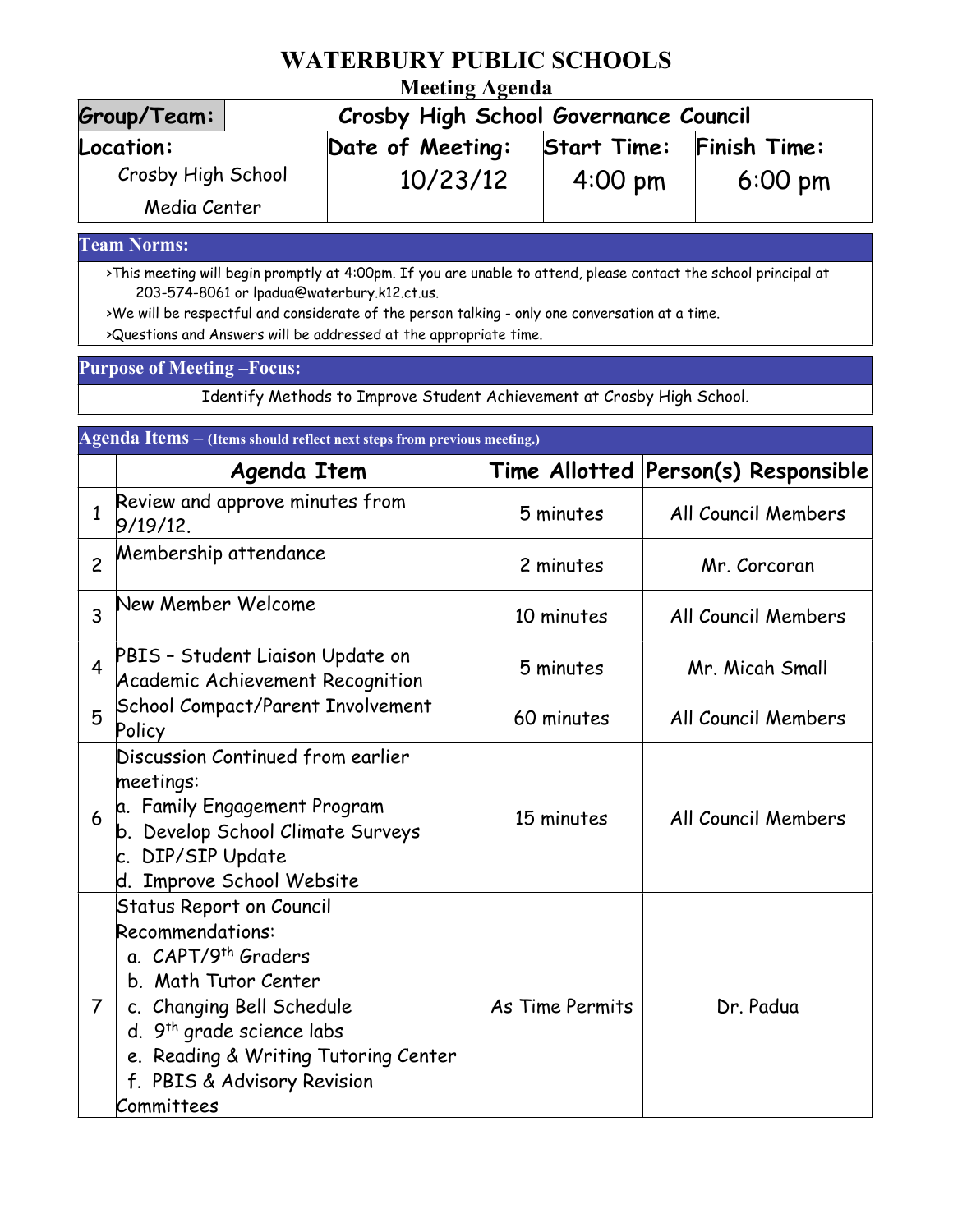# WATERBURY PUBLIC SCHOOLS

## Meeting Agenda

| Group/Team: | Crosby High School Governance Council | | |
|---|---|---|---|
| Location: | Date of Meeting: | Start Time: | Finish Time: |
| Crosby High School Media Center | 10/23/12 | 4:00 pm | 6:00 pm |

### Team Norms:

>This meeting will begin promptly at 4:00pm. If you are unable to attend, please contact the school principal at 203-574-8061 or lpadua@waterbury.k12.ct.us.

>We will be respectful and considerate of the person talking - only one conversation at a time.

>Questions and Answers will be addressed at the appropriate time.

### Purpose of Meeting –Focus:

Identify Methods to Improve Student Achievement at Crosby High School.

### Agenda Items – (Items should reflect next steps from previous meeting.)

| | Agenda Item | Time Allotted | Person(s) Responsible |
|---|---|---|---|
| 1 | Review and approve minutes from 9/19/12. | 5 minutes | All Council Members |
| 2 | Membership attendance | 2 minutes | Mr. Corcoran |
| 3 | New Member Welcome | 10 minutes | All Council Members |
| 4 | PBIS – Student Liaison Update on Academic Achievement Recognition | 5 minutes | Mr. Micah Small |
| 5 | School Compact/Parent Involvement Policy | 60 minutes | All Council Members |
| 6 | Discussion Continued from earlier meetings:<br>a. Family Engagement Program<br>b. Develop School Climate Surveys<br>c. DIP/SIP Update<br>d. Improve School Website | 15 minutes | All Council Members |
| 7 | Status Report on Council Recommendations:<br>a. CAPT/9th Graders<br>b. Math Tutor Center<br>c. Changing Bell Schedule<br>d. 9th grade science labs<br>e. Reading & Writing Tutoring Center<br>f. PBIS & Advisory Revision Committees | As Time Permits | Dr. Padua |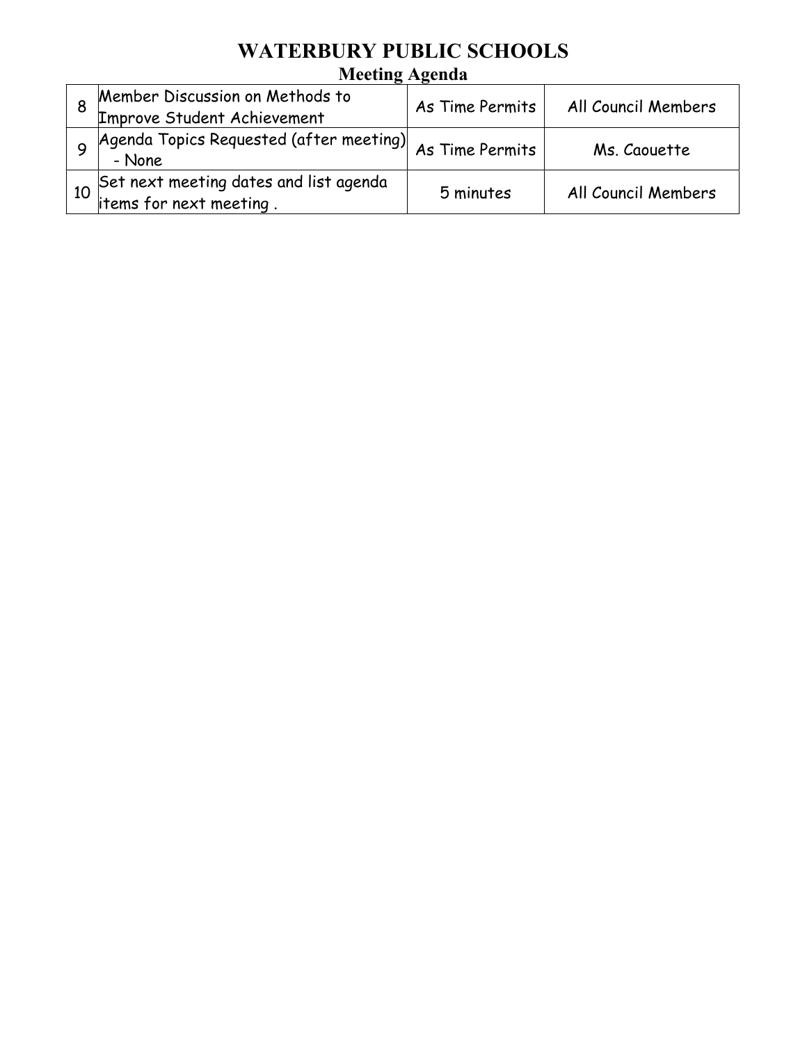# WATERBURY PUBLIC SCHOOLS

## Meeting Agenda

| | | | |
|---|---|---|---|
| 8 | Member Discussion on Methods to Improve Student Achievement | As Time Permits | All Council Members |
| 9 | Agenda Topics Requested (after meeting) - None | As Time Permits | Ms. Caouette |
| 10 | Set next meeting dates and list agenda items for next meeting . | 5 minutes | All Council Members |